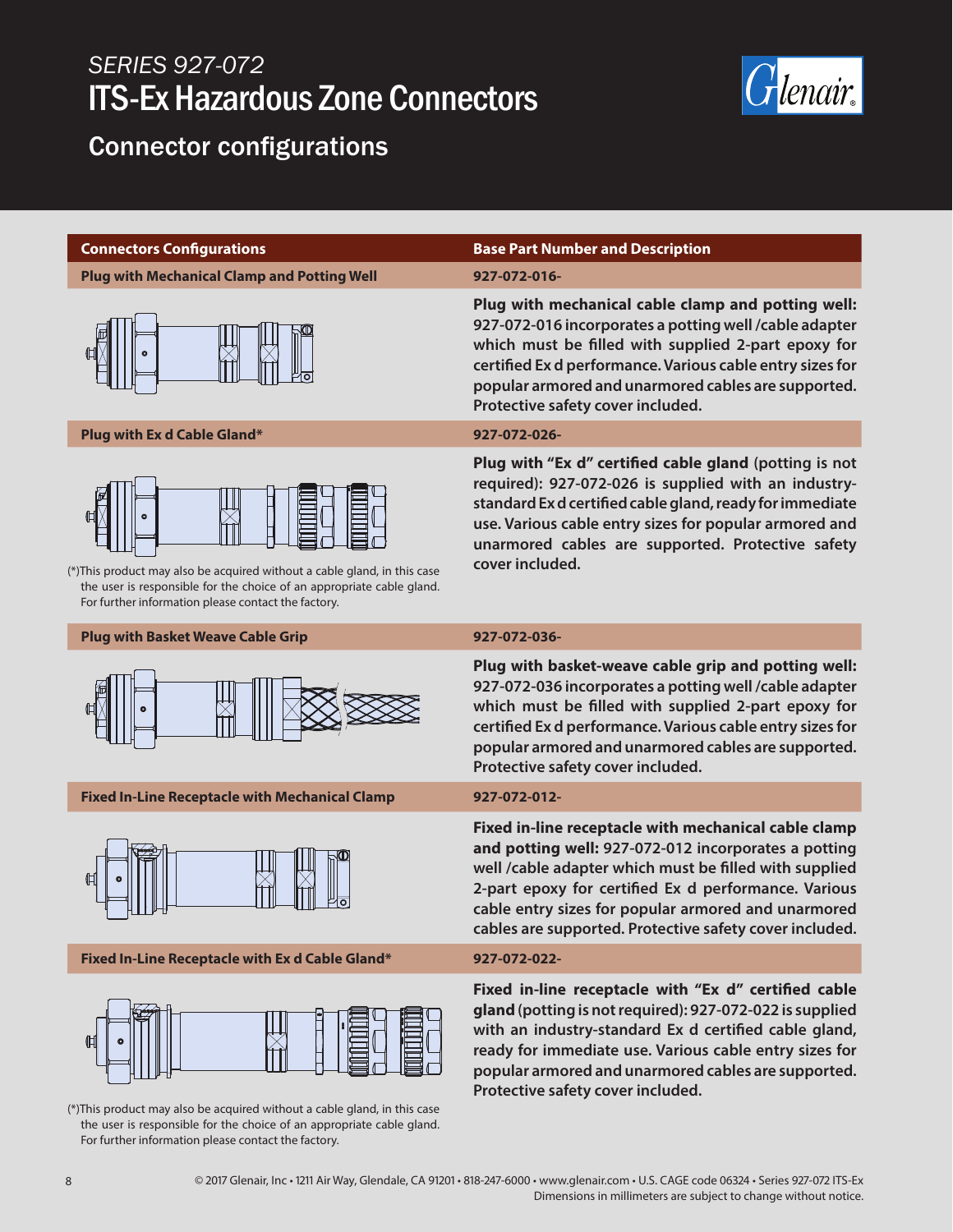*SERIES 927-072*

# ITS-Ex Hazardous Zone Connectors

## Connector configurations

| Connectors Configurations | Base Part Number and Description |
|---|---|
| **Plug with Mechanical Clamp and Potting Well** | **927-072-016-** |
| | **Plug with mechanical cable clamp and potting well:** 927-072-016 incorporates a potting well /cable adapter which must be filled with supplied 2-part epoxy for certified Ex d performance. Various cable entry sizes for popular armored and unarmored cables are supported. Protective safety cover included. |
| **Plug with Ex d Cable Gland*** | **927-072-026-** |
| (*)This product may also be acquired without a cable gland, in this case the user is responsible for the choice of an appropriate cable gland. For further information please contact the factory. | **Plug with "Ex d" certified cable gland** (potting is not required): 927-072-026 is supplied with an industry-standard Ex d certified cable gland, ready for immediate use. Various cable entry sizes for popular armored and unarmored cables are supported. Protective safety cover included. |
| **Plug with Basket Weave Cable Grip** | **927-072-036-** |
| | **Plug with basket-weave cable grip and potting well:** 927-072-036 incorporates a potting well /cable adapter which must be filled with supplied 2-part epoxy for certified Ex d performance. Various cable entry sizes for popular armored and unarmored cables are supported. Protective safety cover included. |
| **Fixed In-Line Receptacle with Mechanical Clamp** | **927-072-012-** |
| | **Fixed in-line receptacle with mechanical cable clamp and potting well:** 927-072-012 incorporates a potting well /cable adapter which must be filled with supplied 2-part epoxy for certified Ex d performance. Various cable entry sizes for popular armored and unarmored cables are supported. Protective safety cover included. |
| **Fixed In-Line Receptacle with Ex d Cable Gland*** | **927-072-022-** |
| (*)This product may also be acquired without a cable gland, in this case the user is responsible for the choice of an appropriate cable gland. For further information please contact the factory. | **Fixed in-line receptacle with "Ex d" certified cable gland** (potting is not required): 927-072-022 is supplied with an industry-standard Ex d certified cable gland, ready for immediate use. Various cable entry sizes for popular armored and unarmored cables are supported. Protective safety cover included. |

© 2017 Glenair, Inc • 1211 Air Way, Glendale, CA 91201 • 818-247-6000 • www.glenair.com • U.S. CAGE code 06324 • Series 927-072 ITS-Ex
Dimensions in millimeters are subject to change without notice.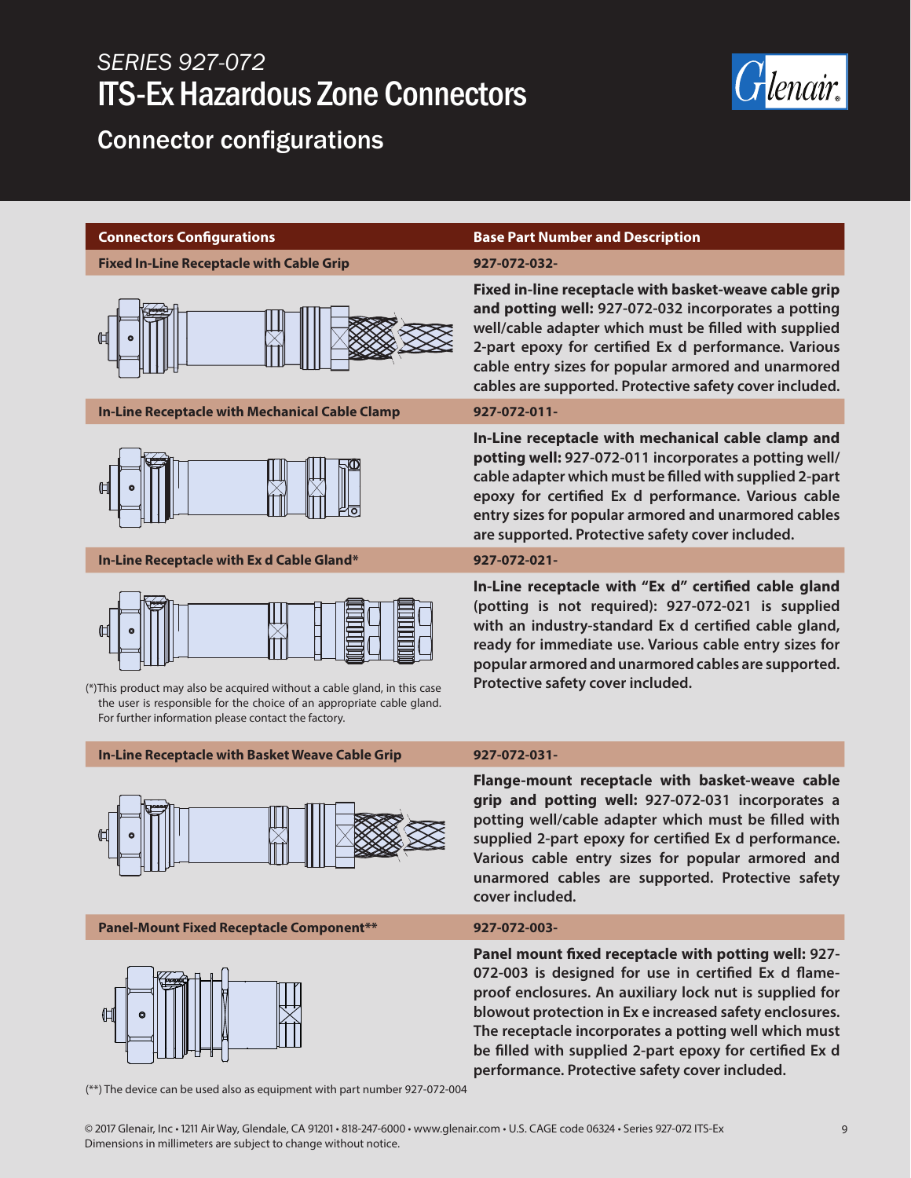*SERIES 927-072*

# ITS-Ex Hazardous Zone Connectors

## Connector configurations

| Connectors Configurations | Base Part Number and Description |
|---|---|
| **Fixed In-Line Receptacle with Cable Grip** | **927-072-032-** |
| | **Fixed in-line receptacle with basket-weave cable grip and potting well:** 927-072-032 incorporates a potting well/cable adapter which must be filled with supplied 2-part epoxy for certified Ex d performance. Various cable entry sizes for popular armored and unarmored cables are supported. Protective safety cover included. |
| **In-Line Receptacle with Mechanical Cable Clamp** | **927-072-011-** |
| | **In-Line receptacle with mechanical cable clamp and potting well:** 927-072-011 incorporates a potting well/cable adapter which must be filled with supplied 2-part epoxy for certified Ex d performance. Various cable entry sizes for popular armored and unarmored cables are supported. Protective safety cover included. |
| **In-Line Receptacle with Ex d Cable Gland*** | **927-072-021-** |
| (*)This product may also be acquired without a cable gland, in this case the user is responsible for the choice of an appropriate cable gland. For further information please contact the factory. | **In-Line receptacle with "Ex d" certified cable gland (potting is not required): 927-072-021 is supplied with an industry-standard Ex d certified cable gland, ready for immediate use. Various cable entry sizes for popular armored and unarmored cables are supported. Protective safety cover included.** |
| **In-Line Receptacle with Basket Weave Cable Grip** | **927-072-031-** |
| | **Flange-mount receptacle with basket-weave cable grip and potting well:** 927-072-031 incorporates a potting well/cable adapter which must be filled with supplied 2-part epoxy for certified Ex d performance. Various cable entry sizes for popular armored and unarmored cables are supported. Protective safety cover included. |
| **Panel-Mount Fixed Receptacle Component**** | **927-072-003-** |
| (**) The device can be used also as equipment with part number 927-072-004 | **Panel mount fixed receptacle with potting well:** 927-072-003 is designed for use in certified Ex d flame-proof enclosures. An auxiliary lock nut is supplied for blowout protection in Ex e increased safety enclosures. The receptacle incorporates a potting well which must be filled with supplied 2-part epoxy for certified Ex d performance. Protective safety cover included. |

© 2017 Glenair, Inc • 1211 Air Way, Glendale, CA 91201 • 818-247-6000 • www.glenair.com • U.S. CAGE code 06324 • Series 927-072 ITS-Ex
Dimensions in millimeters are subject to change without notice.